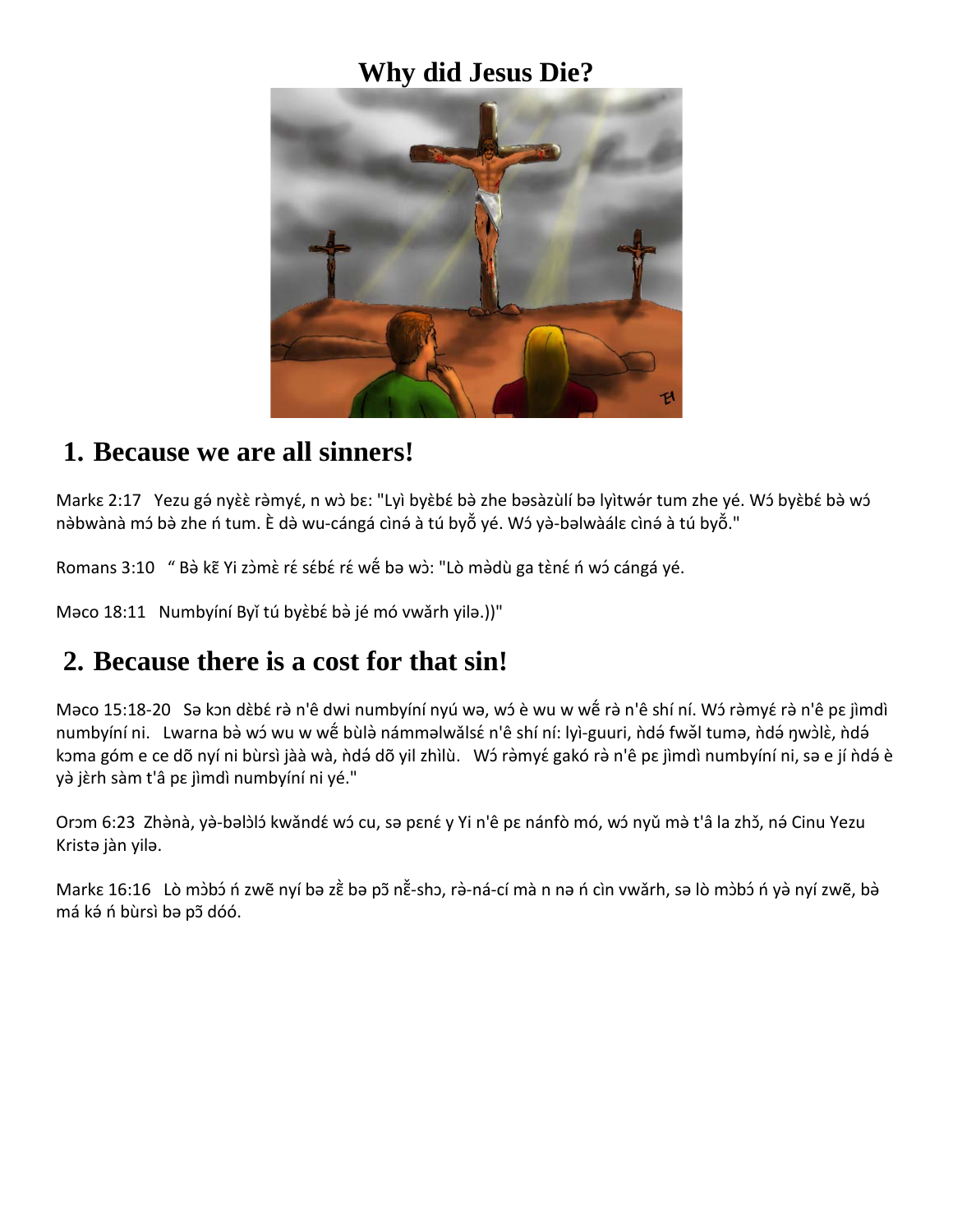# Why did Jesus Die?

## 1. Because we are all sinners!

Markɛ 2:17   Yezu gə́ nyὲὲ rə̀myɛ́, n wɔ̀ bɛ: "Lyì byὲbɛ́ bə̀ zhe bəsə̀zùlí bə lyìtwə́r tum zhe yé. Wɔ́ byὲbɛ́ bə̀ wɔ́ nə̀bwànà mɔ́ bə̀ zhe ń tum. È də̀ wu-cángá cìnə́ à tú byɔ̌ yé. Wɔ́ yə̀-bəlwàálɛ cìnə́ à tú byɔ̌."

Romans 3:10   " Bə̀ kẽ Yi zɔ̀mὲ rɛ́ sɛ́bɛ́ rɛ́ wẽ́ bə wɔ̀: "Lò mə̀dù ga tὲnɛ́ ń wɔ́ cángá yé.

Məco 18:11   Numbyíní Byǐ tú byὲbɛ́ bə̀ jé mó vwǎrh yilə.))"

## 2. Because there is a cost for that sin!

Məco 15:18-20   Sə kɔn dὲbɛ́ rə̀ n'ê dwi numbyíní nyú wə, wɔ́ è wu w wẽ́ rə̀ n'ê shí ní. Wɔ́ rə̀myɛ́ rə̀ n'ê pɛ jìmdì numbyíní ni.   Lwarna bə̀ wɔ́ wu w wẽ́ bùlə námməlwǎlsɛ́ n'ê shí ní: lyì-guuri, ǹdə́ fwə̌l tumə, ǹdə́ ŋwɔ̀lὲ, ǹdə́ kɔma góm e ce dõ nyí ni bùrsì jàà wà, ǹdə́ dõ yil zhìlù.   Wɔ́ rə̀myɛ́ gakó rə̀ n'ê pɛ jìmdì numbyíní ni, sə e jí ǹdə́ è yə̀ jὲrh sàm t'â pɛ jìmdì numbyíní ni yé."

Orɔm 6:23  Zhə̀nà, yə̀-bəlɔ̀lɔ́ kwǎndɛ́ wɔ́ cu, sə pɛnɛ́ y Yi n'ê pɛ nánfò mó, wɔ́ nyǔ mə̀ t'â la zhɔ̌, nə́ Cinu Yezu Kristə jàn yilə.

Markɛ 16:16   Lò mɔ̀bɔ́ ń zwẽ nyí bə zὲ̃ bə pɔ̃ nẽ̌-shɔ, rə̀-ná-cí mà n nə ń cìn vwǎrh, sə lò mɔ̀bɔ́ ń yə̀ nyí zwẽ, bə̀ má kə́ ń bùrsì bə pɔ̃ dóó.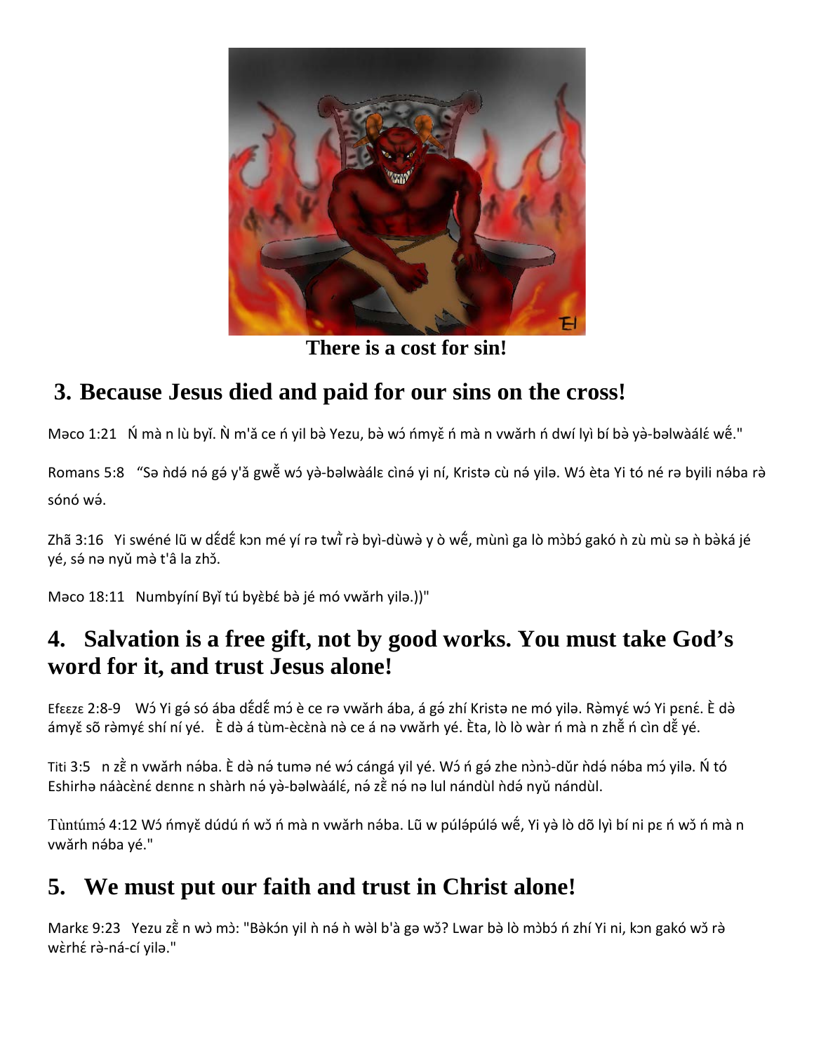**There is a cost for sin!**

## 3. Because Jesus died and paid for our sins on the cross!

Məco 1:21 Ń mà n lù byǐ. Ǹ m'ǎ ce ń yil bə̀ Yezu, bə̀ wɔ́ ńmyě ń mà n vwǎrh ń dwí lyì bí bə̀ yə̀-bəlwààlɛ́ wɛ̃́."

Romans 5:8 "Sə ǹdə́ nə́ gə́ y'ǎ gwɛ̃̌ wɔ́ yə̀-bəlwààlɛ cìnə́ yi ní, Kristə cù nə́ yilə. Wɔ́ èta Yi tó né rə byili nə́ba rə sónó wə́.

Zhã 3:16 Yi swéné lũ w dɛ̃́dɛ̃́ kɔn mé yí rə twĩ̀ rə̀ byì-dùwə̀ y ò wɛ̃́, mùnì ga lò mɔ̀bɔ́ gakó ǹ zù mù sə ǹ bə̀ká jé yé, sə́ nə nyǔ mə̀ t'â la zhɔ̌.

Məco 18:11 Numbyíní Byǐ tú byɛ̀bɛ́ bə̀ jé mó vwǎrh yilə.))"

## 4. Salvation is a free gift, not by good works. You must take God's word for it, and trust Jesus alone!

Efɛɛzɛ 2:8-9 Wɔ́ Yi gə́ só ába dɛ̃́dɛ̃́ mɔ́ è ce rə vwǎrh ába, á gə́ zhí Kristə ne mó yilə. Rə̀myɛ́ wɔ́ Yi pɛnɛ́. È də̀ ámyě sõ rə̀myɛ́ shí ní yé. È də̀ á tùm-ècɛ̀nà nə̀ ce á nə vwǎrh yé. Èta, lò lò wàr ń mà n zhẽ̌ ń cìn dẽ̌ yé.

Titi 3:5 n zẽ̀ n vwǎrh nə́ba. È də̀ nə́ tumə né wɔ́ cángá yil yé. Wɔ́ ń gə́ zhe nɔ̀nɔ̀-dǔr ǹdə́ nə́ba mɔ́ yilə. Ń tó Eshirhə náàcɛ̀né dɛnnɛ n shàrh nə́ yə̀-bəlwààlɛ́, nə́ zẽ̀ nə́ nə lul nándùl ǹdə́ nyǔ nándùl.

Tùntúmə́ 4:12 Wɔ́ ńmyě dúdú ń wɔ̌ ń mà n vwǎrh nə́ba. Lũ w púlə́púlə́ wɛ̃́, Yi yə̀ lò dõ lyì bí ni pɛ ń wɔ̌ ń mà n vwǎrh nə́ba yé."

## 5. We must put our faith and trust in Christ alone!

Markɛ 9:23 Yezu zẽ̀ n wɔ̀ mɔ̀: "Bə̀kɔ́n yil ǹ nə́ ǹ wəl b'à gə wɔ̌? Lwar bə̀ lò mɔ̀bɔ́ ń zhí Yi ni, kɔn gakó wɔ̌ rə̀ wɛ̀rhɛ́ rə̀-ná-cí yilə."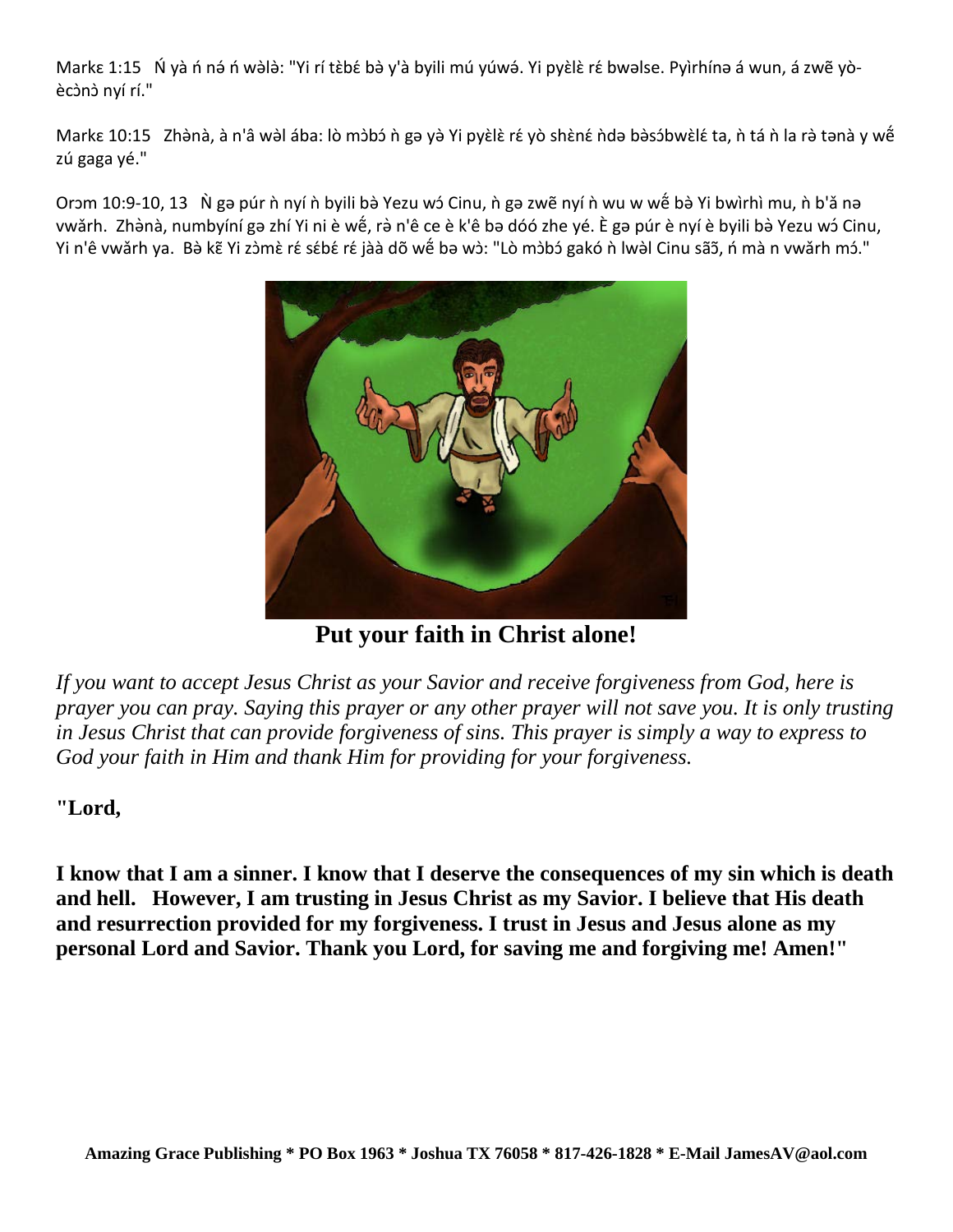Markɛ 1:15   Ń yà ń nə́ ń wəlè: "Yi rí tɛ̀bɛ́ bə̀ y'à byili mú yúwə́. Yi pyɛ̀lɛ̀ rɛ́ bwəlse. Pyìrhínə á wun, á zwẽ yò-ècɔ̀nɔ̀ nyí rí."

Markɛ 10:15   Zhə̀nà, à n'â wəl ába: lò mɔ̀bɔ́ ǹ gə yə̀ Yi pyɛ̀lɛ̀ rɛ́ yò shɛ̀nɛ́ ǹdə bə̀sɔ́bwɛ̀lɛ́ ta, ǹ tá ǹ la rə̀ tənà y wɛ̃́ zú gaga yé."

Orɔm 10:9-10, 13   Ǹ gə púr ǹ nyí ǹ byili bə̀ Yezu wɔ́ Cinu, ǹ gə zwẽ nyí ǹ wu w wɛ̃́ bə̀ Yi bwìrhì mu, ǹ b'ǎ nə vwǎrh.  Zhə̀nà, numbyíní gə zhí Yi ni è wɛ̃́, rə̀ n'ê ce è k'ê bə dóó zhe yé. È gə púr è nyí è byili bə̀ Yezu wɔ́ Cinu, Yi n'ê vwǎrh ya.  Bə̀ kẽ Yi zɔ̀mɛ̀ rɛ́ sɛ́bɛ́ rɛ́ jàà dõ wɛ̃́ bə wɔ̀: "Lò mɔ̀bɔ́ gakó ǹ lwəl Cinu sãɔ̃, ń mà n vwǎrh mɔ́."

**Put your faith in Christ alone!**

*If you want to accept Jesus Christ as your Savior and receive forgiveness from God, here is prayer you can pray. Saying this prayer or any other prayer will not save you. It is only trusting in Jesus Christ that can provide forgiveness of sins. This prayer is simply a way to express to God your faith in Him and thank Him for providing for your forgiveness.*

**"Lord,**

**I know that I am a sinner. I know that I deserve the consequences of my sin which is death and hell.   However, I am trusting in Jesus Christ as my Savior. I believe that His death and resurrection provided for my forgiveness. I trust in Jesus and Jesus alone as my personal Lord and Savior. Thank you Lord, for saving me and forgiving me! Amen!"**

**Amazing Grace Publishing * PO Box 1963 * Joshua TX 76058 * 817-426-1828 * E-Mail JamesAV@aol.com**